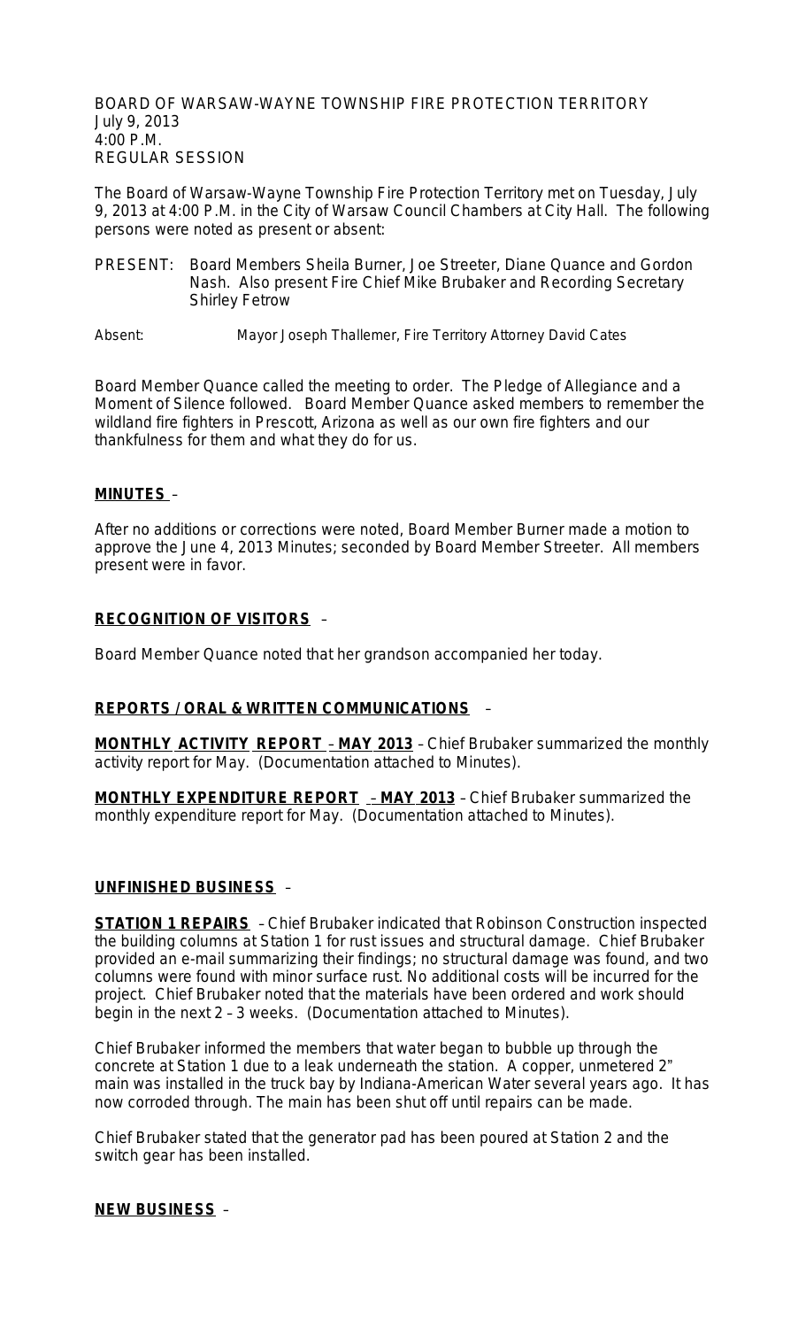BOARD OF WARSAW-WAYNE TOWNSHIP FIRE PROTECTION TERRITORY
July 9, 2013
4:00 P.M.
REGULAR SESSION

The Board of Warsaw-Wayne Township Fire Protection Territory met on Tuesday, July 9, 2013 at 4:00 P.M. in the City of Warsaw Council Chambers at City Hall. The following persons were noted as present or absent:

PRESENT: Board Members Sheila Burner, Joe Streeter, Diane Quance and Gordon Nash. Also present Fire Chief Mike Brubaker and Recording Secretary Shirley Fetrow

Absent: Mayor Joseph Thallemer, Fire Territory Attorney David Cates

Board Member Quance called the meeting to order. The Pledge of Allegiance and a Moment of Silence followed. Board Member Quance asked members to remember the wildland fire fighters in Prescott, Arizona as well as our own fire fighters and our thankfulness for them and what they do for us.

**MINUTES** –

After no additions or corrections were noted, Board Member Burner made a motion to approve the June 4, 2013 Minutes; seconded by Board Member Streeter. All members present were in favor.

**RECOGNITION OF VISITORS** –

Board Member Quance noted that her grandson accompanied her today.

**REPORTS / ORAL & WRITTEN COMMUNICATIONS** –

**MONTHLY ACTIVITY REPORT – MAY 2013** – Chief Brubaker summarized the monthly activity report for May. (Documentation attached to Minutes).

**MONTHLY EXPENDITURE REPORT – MAY 2013** – Chief Brubaker summarized the monthly expenditure report for May. (Documentation attached to Minutes).

**UNFINISHED BUSINESS** –

**STATION 1 REPAIRS** – Chief Brubaker indicated that Robinson Construction inspected the building columns at Station 1 for rust issues and structural damage. Chief Brubaker provided an e-mail summarizing their findings; no structural damage was found, and two columns were found with minor surface rust. No additional costs will be incurred for the project. Chief Brubaker noted that the materials have been ordered and work should begin in the next 2 – 3 weeks. (Documentation attached to Minutes).

Chief Brubaker informed the members that water began to bubble up through the concrete at Station 1 due to a leak underneath the station. A copper, unmetered 2" main was installed in the truck bay by Indiana-American Water several years ago. It has now corroded through. The main has been shut off until repairs can be made.

Chief Brubaker stated that the generator pad has been poured at Station 2 and the switch gear has been installed.

**NEW BUSINESS** –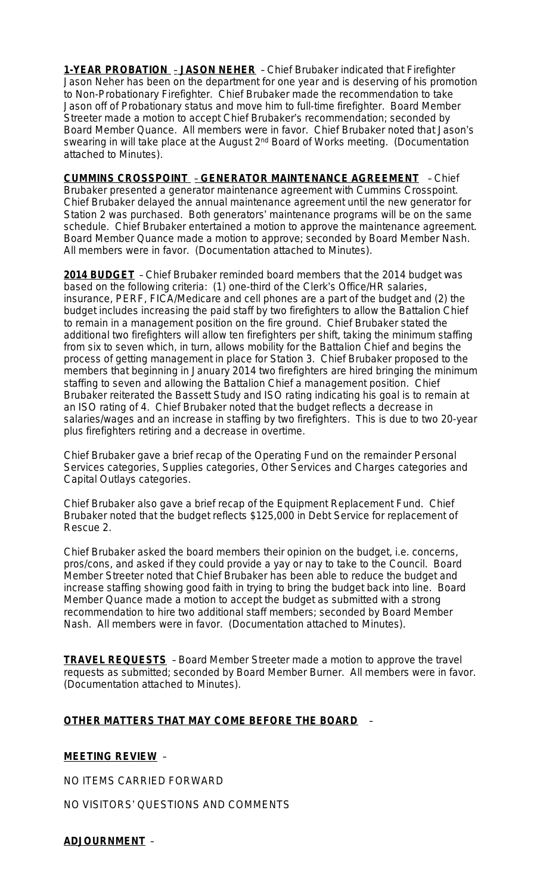**1-YEAR PROBATION – JASON NEHER** – Chief Brubaker indicated that Firefighter Jason Neher has been on the department for one year and is deserving of his promotion to Non-Probationary Firefighter. Chief Brubaker made the recommendation to take Jason off of Probationary status and move him to full-time firefighter. Board Member Streeter made a motion to accept Chief Brubaker's recommendation; seconded by Board Member Quance. All members were in favor. Chief Brubaker noted that Jason's swearing in will take place at the August 2nd Board of Works meeting. (Documentation attached to Minutes).

**CUMMINS CROSSPOINT – GENERATOR MAINTENANCE AGREEMENT** – Chief Brubaker presented a generator maintenance agreement with Cummins Crosspoint. Chief Brubaker delayed the annual maintenance agreement until the new generator for Station 2 was purchased. Both generators' maintenance programs will be on the same schedule. Chief Brubaker entertained a motion to approve the maintenance agreement. Board Member Quance made a motion to approve; seconded by Board Member Nash. All members were in favor. (Documentation attached to Minutes).

**2014 BUDGET** – Chief Brubaker reminded board members that the 2014 budget was based on the following criteria: (1) one-third of the Clerk's Office/HR salaries, insurance, PERF, FICA/Medicare and cell phones are a part of the budget and (2) the budget includes increasing the paid staff by two firefighters to allow the Battalion Chief to remain in a management position on the fire ground. Chief Brubaker stated the additional two firefighters will allow ten firefighters per shift, taking the minimum staffing from six to seven which, in turn, allows mobility for the Battalion Chief and begins the process of getting management in place for Station 3. Chief Brubaker proposed to the members that beginning in January 2014 two firefighters are hired bringing the minimum staffing to seven and allowing the Battalion Chief a management position. Chief Brubaker reiterated the Bassett Study and ISO rating indicating his goal is to remain at an ISO rating of 4. Chief Brubaker noted that the budget reflects a decrease in salaries/wages and an increase in staffing by two firefighters. This is due to two 20-year plus firefighters retiring and a decrease in overtime.

Chief Brubaker gave a brief recap of the Operating Fund on the remainder Personal Services categories, Supplies categories, Other Services and Charges categories and Capital Outlays categories.

Chief Brubaker also gave a brief recap of the Equipment Replacement Fund. Chief Brubaker noted that the budget reflects $125,000 in Debt Service for replacement of Rescue 2.

Chief Brubaker asked the board members their opinion on the budget, i.e. concerns, pros/cons, and asked if they could provide a yay or nay to take to the Council. Board Member Streeter noted that Chief Brubaker has been able to reduce the budget and increase staffing showing good faith in trying to bring the budget back into line. Board Member Quance made a motion to accept the budget as submitted with a strong recommendation to hire two additional staff members; seconded by Board Member Nash. All members were in favor. (Documentation attached to Minutes).

**TRAVEL REQUESTS** – Board Member Streeter made a motion to approve the travel requests as submitted; seconded by Board Member Burner. All members were in favor. (Documentation attached to Minutes).

**OTHER MATTERS THAT MAY COME BEFORE THE BOARD** –

**MEETING REVIEW** –

NO ITEMS CARRIED FORWARD

NO VISITORS' QUESTIONS AND COMMENTS

**ADJOURNMENT** –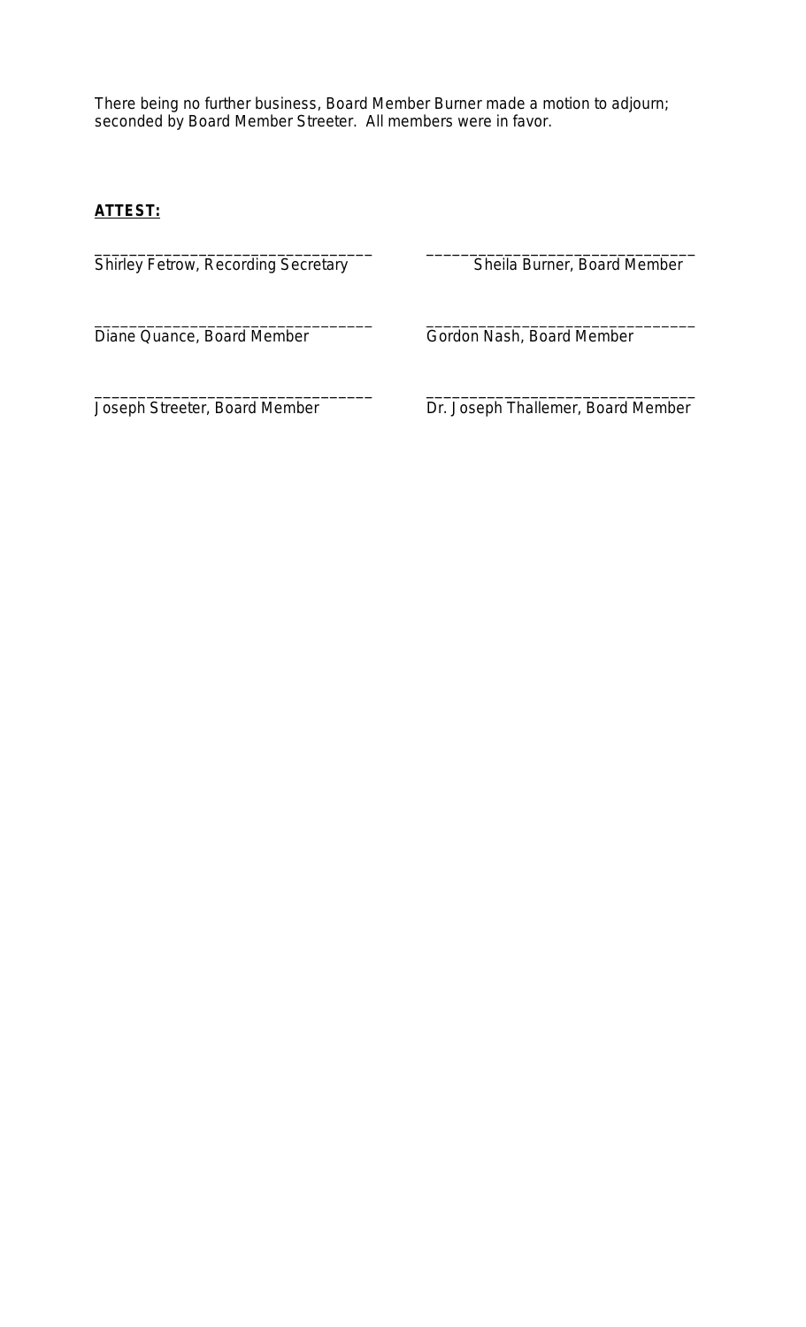There being no further business, Board Member Burner made a motion to adjourn; seconded by Board Member Streeter. All members were in favor.

**ATTEST:**

| | |
|---|---|
| ______________________________ | ______________________________ |
| Shirley Fetrow, Recording Secretary | Sheila Burner, Board Member |
| ______________________________ | ______________________________ |
| Diane Quance, Board Member | Gordon Nash, Board Member |
| ______________________________ | ______________________________ |
| Joseph Streeter, Board Member | Dr. Joseph Thallemer, Board Member |